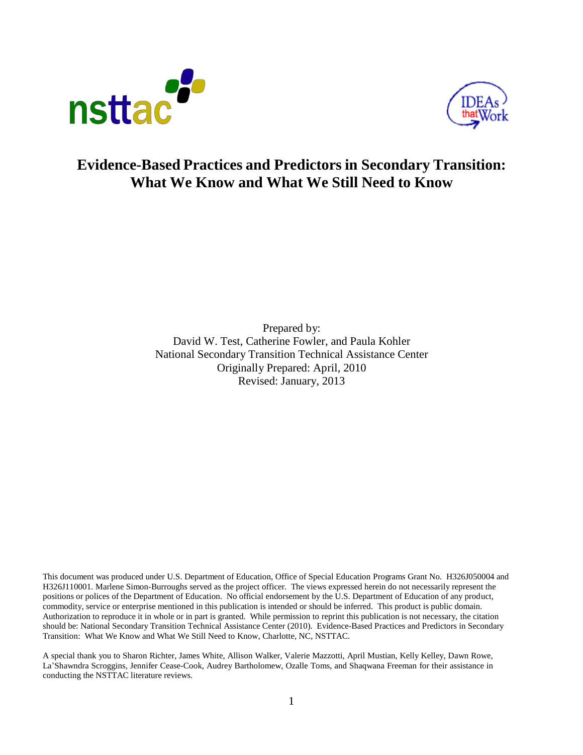nsttac

IDEAs that Work

# Evidence-Based Practices and Predictors in Secondary Transition: What We Know and What We Still Need to Know

Prepared by:
David W. Test, Catherine Fowler, and Paula Kohler
National Secondary Transition Technical Assistance Center
Originally Prepared: April, 2010
Revised: January, 2013

This document was produced under U.S. Department of Education, Office of Special Education Programs Grant No. H326J050004 and H326J110001. Marlene Simon-Burroughs served as the project officer. The views expressed herein do not necessarily represent the positions or polices of the Department of Education. No official endorsement by the U.S. Department of Education of any product, commodity, service or enterprise mentioned in this publication is intended or should be inferred. This product is public domain. Authorization to reproduce it in whole or in part is granted. While permission to reprint this publication is not necessary, the citation should be: National Secondary Transition Technical Assistance Center (2010). Evidence-Based Practices and Predictors in Secondary Transition: What We Know and What We Still Need to Know, Charlotte, NC, NSTTAC.

A special thank you to Sharon Richter, James White, Allison Walker, Valerie Mazzotti, April Mustian, Kelly Kelley, Dawn Rowe, La'Shawndra Scroggins, Jennifer Cease-Cook, Audrey Bartholomew, Ozalle Toms, and Shaqwana Freeman for their assistance in conducting the NSTTAC literature reviews.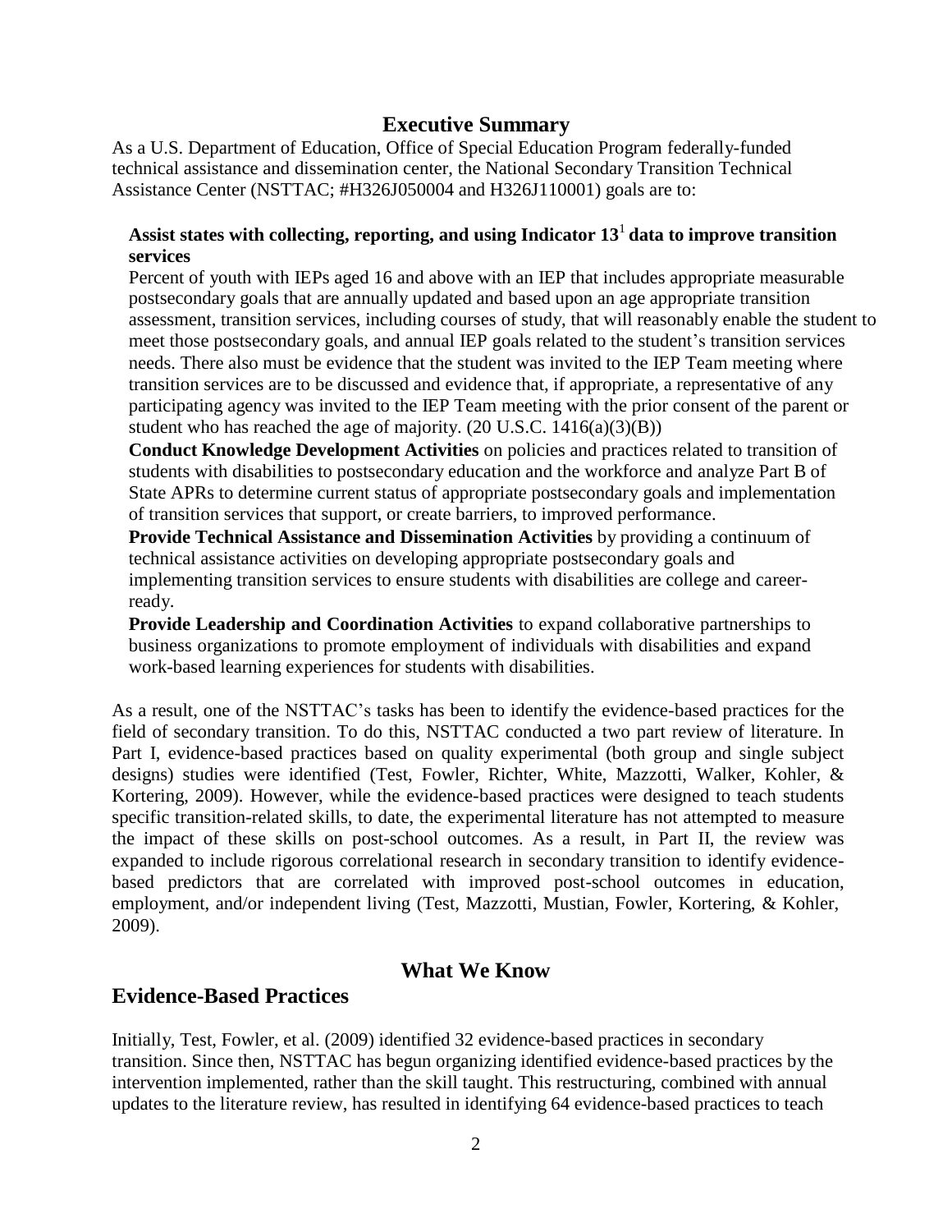## Executive Summary

As a U.S. Department of Education, Office of Special Education Program federally-funded technical assistance and dissemination center, the National Secondary Transition Technical Assistance Center (NSTTAC; #H326J050004 and H326J110001) goals are to:

**Assist states with collecting, reporting, and using Indicator 13[1] data to improve transition services**

Percent of youth with IEPs aged 16 and above with an IEP that includes appropriate measurable postsecondary goals that are annually updated and based upon an age appropriate transition assessment, transition services, including courses of study, that will reasonably enable the student to meet those postsecondary goals, and annual IEP goals related to the student's transition services needs. There also must be evidence that the student was invited to the IEP Team meeting where transition services are to be discussed and evidence that, if appropriate, a representative of any participating agency was invited to the IEP Team meeting with the prior consent of the parent or student who has reached the age of majority. (20 U.S.C. 1416(a)(3)(B))

**Conduct Knowledge Development Activities** on policies and practices related to transition of students with disabilities to postsecondary education and the workforce and analyze Part B of State APRs to determine current status of appropriate postsecondary goals and implementation of transition services that support, or create barriers, to improved performance.

**Provide Technical Assistance and Dissemination Activities** by providing a continuum of technical assistance activities on developing appropriate postsecondary goals and implementing transition services to ensure students with disabilities are college and career-ready.

**Provide Leadership and Coordination Activities** to expand collaborative partnerships to business organizations to promote employment of individuals with disabilities and expand work-based learning experiences for students with disabilities.

As a result, one of the NSTTAC's tasks has been to identify the evidence-based practices for the field of secondary transition. To do this, NSTTAC conducted a two part review of literature. In Part I, evidence-based practices based on quality experimental (both group and single subject designs) studies were identified (Test, Fowler, Richter, White, Mazzotti, Walker, Kohler, & Kortering, 2009). However, while the evidence-based practices were designed to teach students specific transition-related skills, to date, the experimental literature has not attempted to measure the impact of these skills on post-school outcomes. As a result, in Part II, the review was expanded to include rigorous correlational research in secondary transition to identify evidence-based predictors that are correlated with improved post-school outcomes in education, employment, and/or independent living (Test, Mazzotti, Mustian, Fowler, Kortering, & Kohler, 2009).

## What We Know

## Evidence-Based Practices

Initially, Test, Fowler, et al. (2009) identified 32 evidence-based practices in secondary transition. Since then, NSTTAC has begun organizing identified evidence-based practices by the intervention implemented, rather than the skill taught. This restructuring, combined with annual updates to the literature review, has resulted in identifying 64 evidence-based practices to teach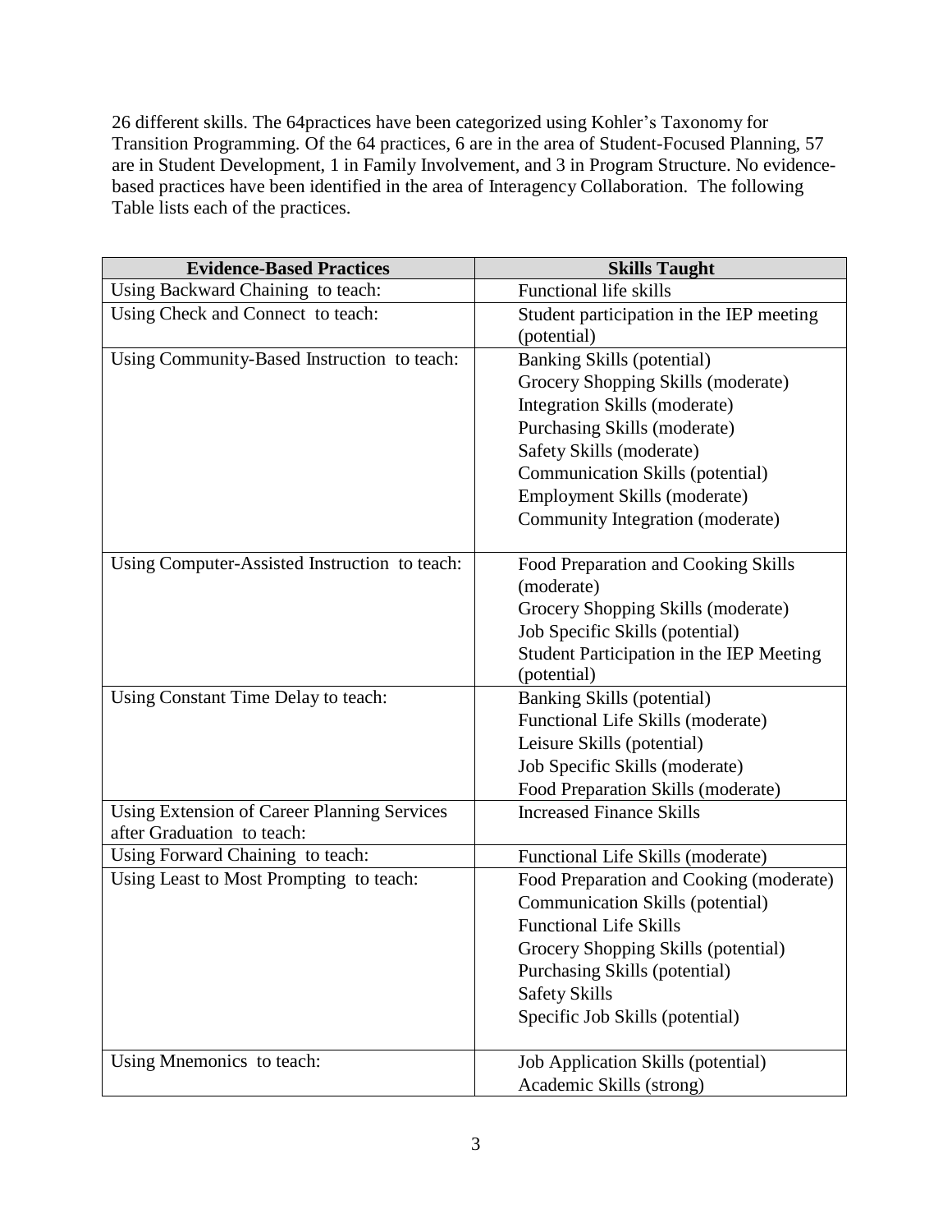26 different skills. The 64practices have been categorized using Kohler's Taxonomy for Transition Programming. Of the 64 practices, 6 are in the area of Student-Focused Planning, 57 are in Student Development, 1 in Family Involvement, and 3 in Program Structure. No evidence-based practices have been identified in the area of Interagency Collaboration. The following Table lists each of the practices.

| Evidence-Based Practices | Skills Taught |
|---|---|
| Using Backward Chaining to teach: | Functional life skills |
| Using Check and Connect to teach: | Student participation in the IEP meeting (potential) |
| Using Community-Based Instruction to teach: | Banking Skills (potential)<br>Grocery Shopping Skills (moderate)<br>Integration Skills (moderate)<br>Purchasing Skills (moderate)<br>Safety Skills (moderate)<br>Communication Skills (potential)<br>Employment Skills (moderate)<br>Community Integration (moderate) |
| Using Computer-Assisted Instruction to teach: | Food Preparation and Cooking Skills (moderate)<br>Grocery Shopping Skills (moderate)<br>Job Specific Skills (potential)<br>Student Participation in the IEP Meeting (potential) |
| Using Constant Time Delay to teach: | Banking Skills (potential)<br>Functional Life Skills (moderate)<br>Leisure Skills (potential)<br>Job Specific Skills (moderate)<br>Food Preparation Skills (moderate) |
| Using Extension of Career Planning Services after Graduation to teach: | Increased Finance Skills |
| Using Forward Chaining to teach: | Functional Life Skills (moderate) |
| Using Least to Most Prompting to teach: | Food Preparation and Cooking (moderate)<br>Communication Skills (potential)<br>Functional Life Skills<br>Grocery Shopping Skills (potential)<br>Purchasing Skills (potential)<br>Safety Skills<br>Specific Job Skills (potential) |
| Using Mnemonics to teach: | Job Application Skills (potential)<br>Academic Skills (strong) |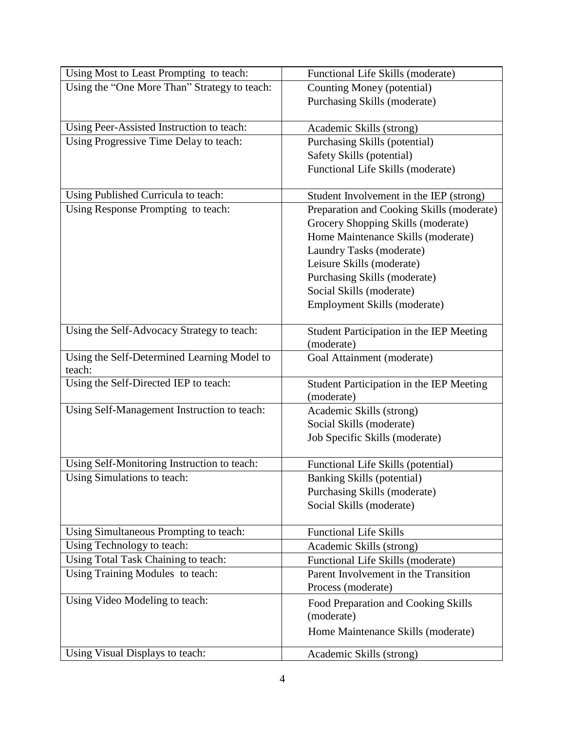| | |
|---|---|
| Using Most to Least Prompting to teach: | Functional Life Skills (moderate) |
| Using the "One More Than" Strategy to teach: | Counting Money (potential)<br>Purchasing Skills (moderate) |
| Using Peer-Assisted Instruction to teach: | Academic Skills (strong) |
| Using Progressive Time Delay to teach: | Purchasing Skills (potential)<br>Safety Skills (potential)<br>Functional Life Skills (moderate) |
| Using Published Curricula to teach: | Student Involvement in the IEP (strong) |
| Using Response Prompting to teach: | Preparation and Cooking Skills (moderate)<br>Grocery Shopping Skills (moderate)<br>Home Maintenance Skills (moderate)<br>Laundry Tasks (moderate)<br>Leisure Skills (moderate)<br>Purchasing Skills (moderate)<br>Social Skills (moderate)<br>Employment Skills (moderate) |
| Using the Self-Advocacy Strategy to teach: | Student Participation in the IEP Meeting (moderate) |
| Using the Self-Determined Learning Model to teach: | Goal Attainment (moderate) |
| Using the Self-Directed IEP to teach: | Student Participation in the IEP Meeting (moderate) |
| Using Self-Management Instruction to teach: | Academic Skills (strong)<br>Social Skills (moderate)<br>Job Specific Skills (moderate) |
| Using Self-Monitoring Instruction to teach: | Functional Life Skills (potential) |
| Using Simulations to teach: | Banking Skills (potential)<br>Purchasing Skills (moderate)<br>Social Skills (moderate) |
| Using Simultaneous Prompting to teach: | Functional Life Skills |
| Using Technology to teach: | Academic Skills (strong) |
| Using Total Task Chaining to teach: | Functional Life Skills (moderate) |
| Using Training Modules to teach: | Parent Involvement in the Transition Process (moderate) |
| Using Video Modeling to teach: | Food Preparation and Cooking Skills (moderate)<br>Home Maintenance Skills (moderate) |
| Using Visual Displays to teach: | Academic Skills (strong) |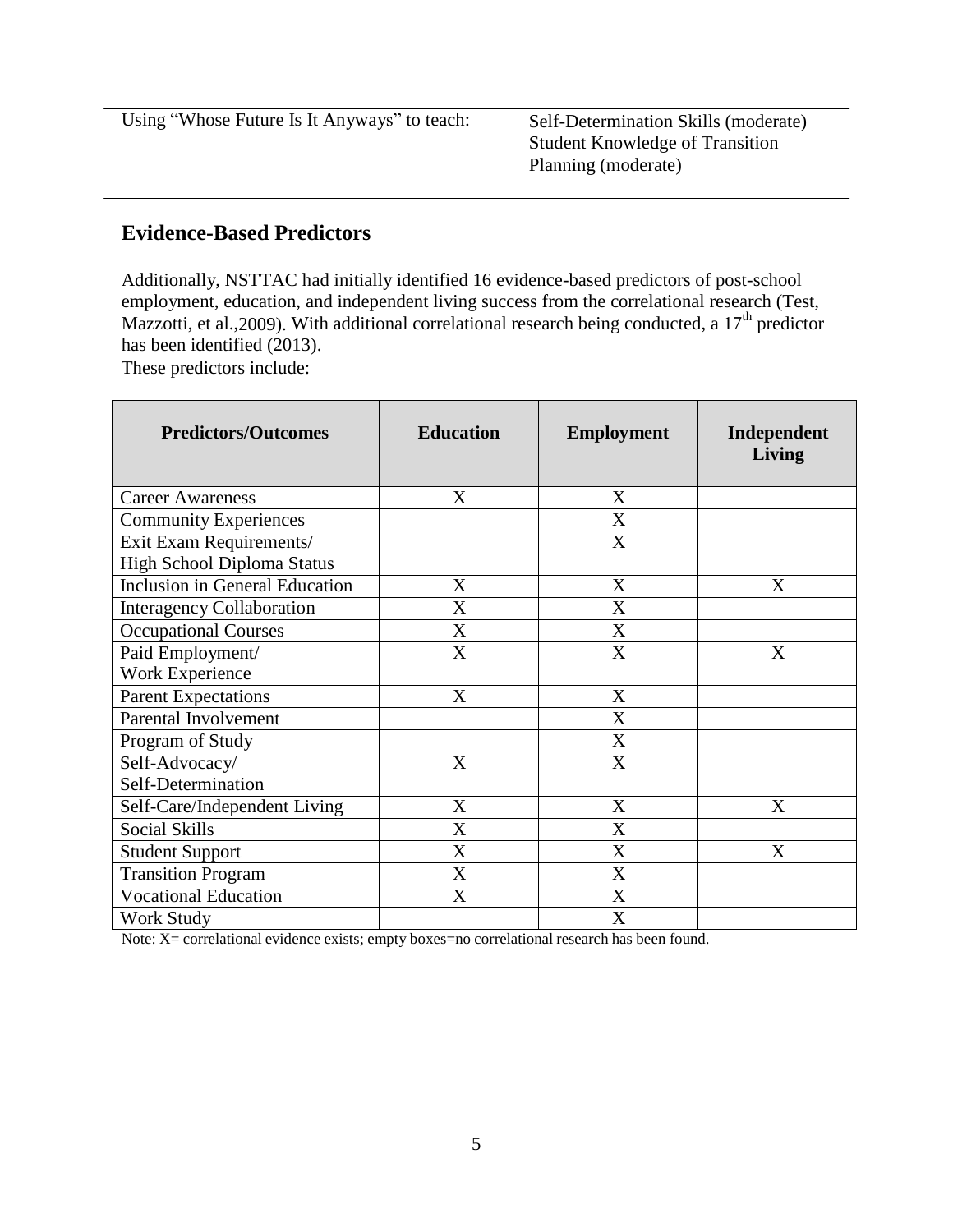| Using "Whose Future Is It Anyways" to teach: | Self-Determination Skills (moderate)<br>Student Knowledge of Transition Planning (moderate) |
|---|---|

## Evidence-Based Predictors

Additionally, NSTTAC had initially identified 16 evidence-based predictors of post-school employment, education, and independent living success from the correlational research (Test, Mazzotti, et al.,2009). With additional correlational research being conducted, a 17th predictor has been identified (2013).

These predictors include:

| Predictors/Outcomes | Education | Employment | Independent Living |
|---|---|---|---|
| Career Awareness | X | X | |
| Community Experiences | | X | |
| Exit Exam Requirements/ High School Diploma Status | | X | |
| Inclusion in General Education | X | X | X |
| Interagency Collaboration | X | X | |
| Occupational Courses | X | X | |
| Paid Employment/ Work Experience | X | X | X |
| Parent Expectations | X | X | |
| Parental Involvement | | X | |
| Program of Study | | X | |
| Self-Advocacy/ Self-Determination | X | X | |
| Self-Care/Independent Living | X | X | X |
| Social Skills | X | X | |
| Student Support | X | X | X |
| Transition Program | X | X | |
| Vocational Education | X | X | |
| Work Study | | X | |

Note: X= correlational evidence exists; empty boxes=no correlational research has been found.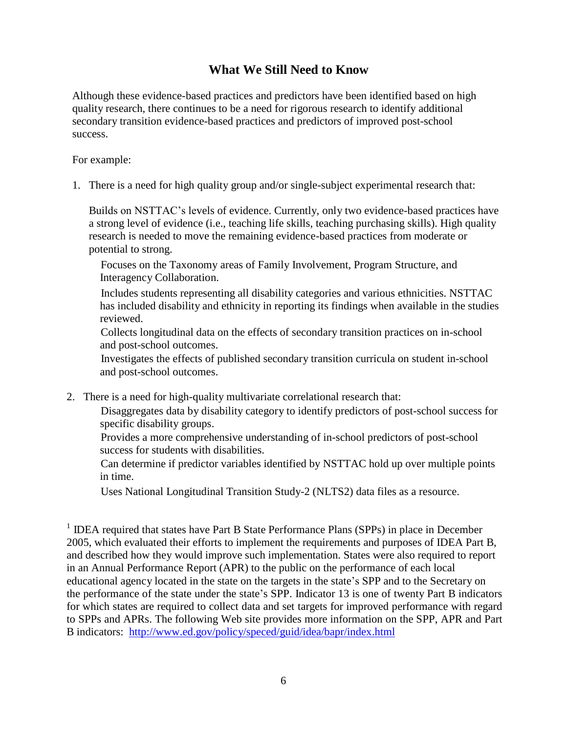## What We Still Need to Know

Although these evidence-based practices and predictors have been identified based on high quality research, there continues to be a need for rigorous research to identify additional secondary transition evidence-based practices and predictors of improved post-school success.

For example:

1. There is a need for high quality group and/or single-subject experimental research that:

   - Builds on NSTTAC's levels of evidence. Currently, only two evidence-based practices have a strong level of evidence (i.e., teaching life skills, teaching purchasing skills). High quality research is needed to move the remaining evidence-based practices from moderate or potential to strong.
   - Focuses on the Taxonomy areas of Family Involvement, Program Structure, and Interagency Collaboration.
   - Includes students representing all disability categories and various ethnicities. NSTTAC has included disability and ethnicity in reporting its findings when available in the studies reviewed.
   - Collects longitudinal data on the effects of secondary transition practices on in-school and post-school outcomes.
   - Investigates the effects of published secondary transition curricula on student in-school and post-school outcomes.

2. There is a need for high-quality multivariate correlational research that:
   - Disaggregates data by disability category to identify predictors of post-school success for specific disability groups.
   - Provides a more comprehensive understanding of in-school predictors of post-school success for students with disabilities.
   - Can determine if predictor variables identified by NSTTAC hold up over multiple points in time.
   - Uses National Longitudinal Transition Study-2 (NLTS2) data files as a resource.

[1] IDEA required that states have Part B State Performance Plans (SPPs) in place in December 2005, which evaluated their efforts to implement the requirements and purposes of IDEA Part B, and described how they would improve such implementation. States were also required to report in an Annual Performance Report (APR) to the public on the performance of each local educational agency located in the state on the targets in the state's SPP and to the Secretary on the performance of the state under the state's SPP. Indicator 13 is one of twenty Part B indicators for which states are required to collect data and set targets for improved performance with regard to SPPs and APRs. The following Web site provides more information on the SPP, APR and Part B indicators: http://www.ed.gov/policy/speced/guid/idea/bapr/index.html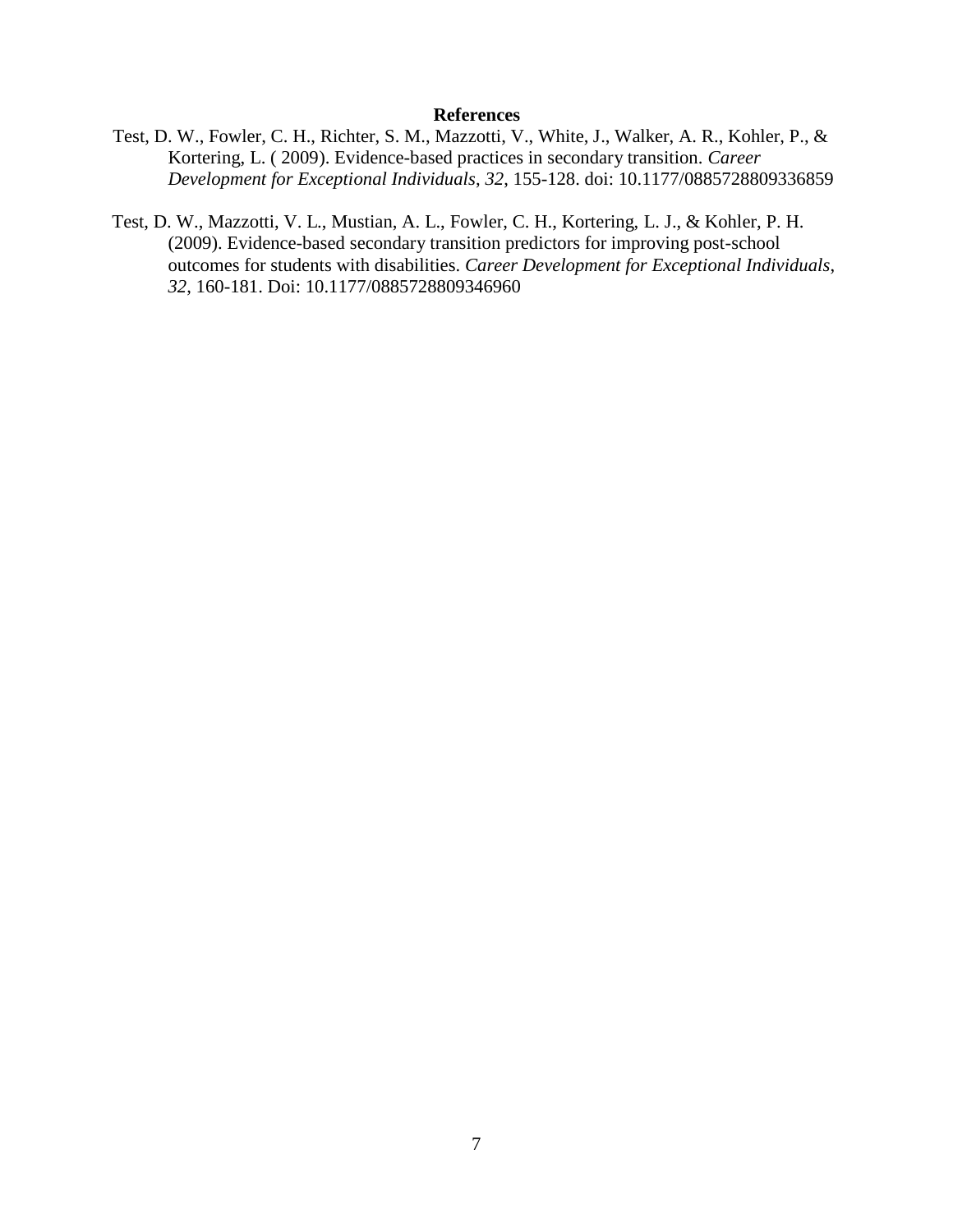**References**

Test, D. W., Fowler, C. H., Richter, S. M., Mazzotti, V., White, J., Walker, A. R., Kohler, P., & Kortering, L. ( 2009). Evidence-based practices in secondary transition. *Career Development for Exceptional Individuals*, *32*, 155-128. doi: 10.1177/0885728809336859

Test, D. W., Mazzotti, V. L., Mustian, A. L., Fowler, C. H., Kortering, L. J., & Kohler, P. H. (2009). Evidence-based secondary transition predictors for improving post-school outcomes for students with disabilities. *Career Development for Exceptional Individuals*, *32*, 160-181. Doi: 10.1177/0885728809346960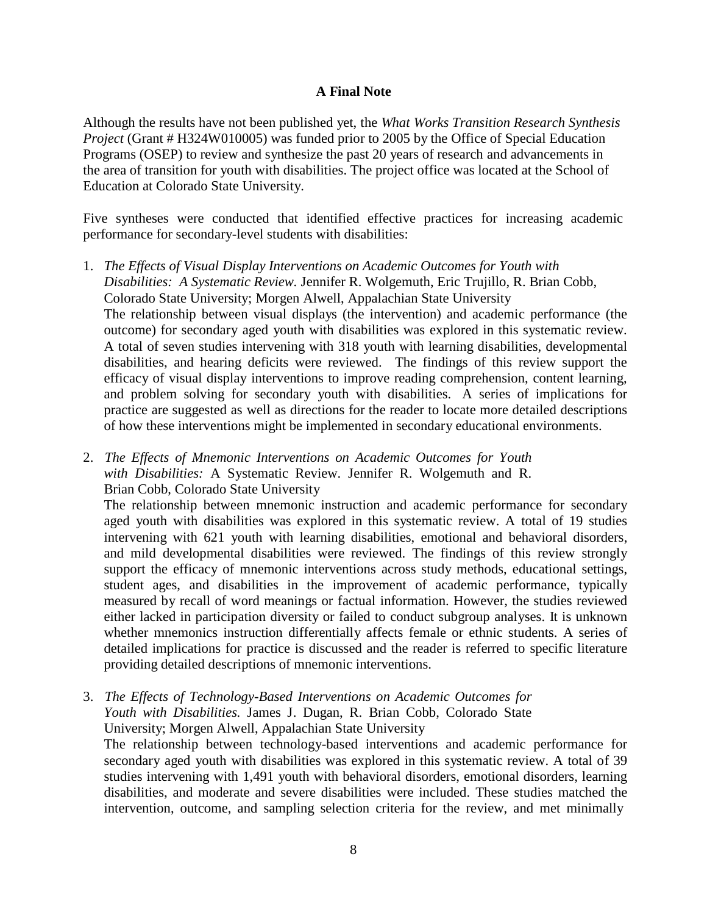## A Final Note

Although the results have not been published yet, the *What Works Transition Research Synthesis Project* (Grant # H324W010005) was funded prior to 2005 by the Office of Special Education Programs (OSEP) to review and synthesize the past 20 years of research and advancements in the area of transition for youth with disabilities. The project office was located at the School of Education at Colorado State University.

Five syntheses were conducted that identified effective practices for increasing academic performance for secondary-level students with disabilities:

1. *The Effects of Visual Display Interventions on Academic Outcomes for Youth with Disabilities: A Systematic Review.* Jennifer R. Wolgemuth, Eric Trujillo, R. Brian Cobb, Colorado State University; Morgen Alwell, Appalachian State University
   The relationship between visual displays (the intervention) and academic performance (the outcome) for secondary aged youth with disabilities was explored in this systematic review. A total of seven studies intervening with 318 youth with learning disabilities, developmental disabilities, and hearing deficits were reviewed. The findings of this review support the efficacy of visual display interventions to improve reading comprehension, content learning, and problem solving for secondary youth with disabilities. A series of implications for practice are suggested as well as directions for the reader to locate more detailed descriptions of how these interventions might be implemented in secondary educational environments.

2. *The Effects of Mnemonic Interventions on Academic Outcomes for Youth with Disabilities:* A Systematic Review. Jennifer R. Wolgemuth and R. Brian Cobb, Colorado State University
   The relationship between mnemonic instruction and academic performance for secondary aged youth with disabilities was explored in this systematic review. A total of 19 studies intervening with 621 youth with learning disabilities, emotional and behavioral disorders, and mild developmental disabilities were reviewed. The findings of this review strongly support the efficacy of mnemonic interventions across study methods, educational settings, student ages, and disabilities in the improvement of academic performance, typically measured by recall of word meanings or factual information. However, the studies reviewed either lacked in participation diversity or failed to conduct subgroup analyses. It is unknown whether mnemonics instruction differentially affects female or ethnic students. A series of detailed implications for practice is discussed and the reader is referred to specific literature providing detailed descriptions of mnemonic interventions.

3. *The Effects of Technology-Based Interventions on Academic Outcomes for Youth with Disabilities.* James J. Dugan, R. Brian Cobb, Colorado State University; Morgen Alwell, Appalachian State University
   The relationship between technology-based interventions and academic performance for secondary aged youth with disabilities was explored in this systematic review. A total of 39 studies intervening with 1,491 youth with behavioral disorders, emotional disorders, learning disabilities, and moderate and severe disabilities were included. These studies matched the intervention, outcome, and sampling selection criteria for the review, and met minimally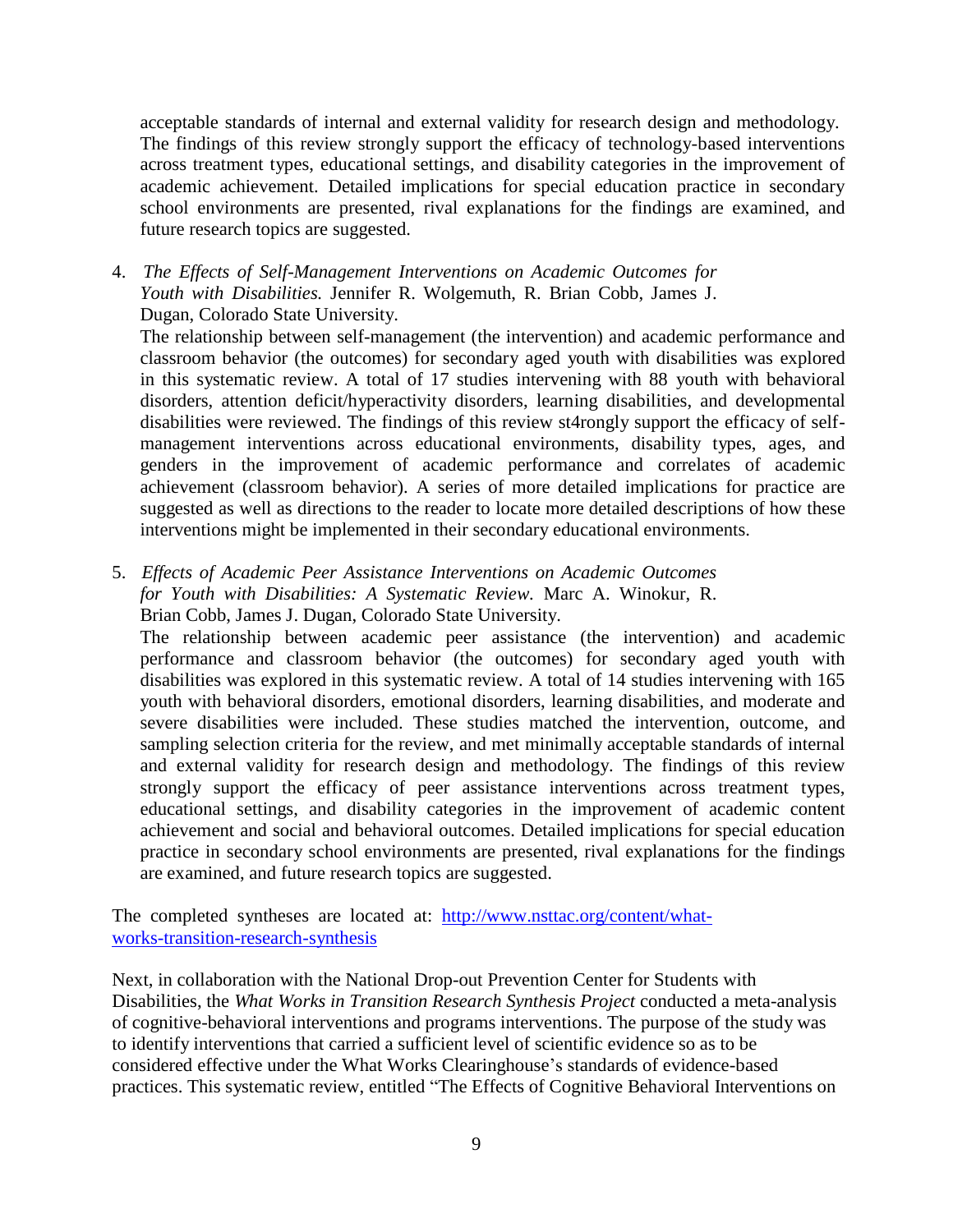acceptable standards of internal and external validity for research design and methodology. The findings of this review strongly support the efficacy of technology-based interventions across treatment types, educational settings, and disability categories in the improvement of academic achievement. Detailed implications for special education practice in secondary school environments are presented, rival explanations for the findings are examined, and future research topics are suggested.

4. *The Effects of Self-Management Interventions on Academic Outcomes for Youth with Disabilities.* Jennifer R. Wolgemuth, R. Brian Cobb, James J. Dugan, Colorado State University.

   The relationship between self-management (the intervention) and academic performance and classroom behavior (the outcomes) for secondary aged youth with disabilities was explored in this systematic review. A total of 17 studies intervening with 88 youth with behavioral disorders, attention deficit/hyperactivity disorders, learning disabilities, and developmental disabilities were reviewed. The findings of this review st4rongly support the efficacy of self-management interventions across educational environments, disability types, ages, and genders in the improvement of academic performance and correlates of academic achievement (classroom behavior). A series of more detailed implications for practice are suggested as well as directions to the reader to locate more detailed descriptions of how these interventions might be implemented in their secondary educational environments.

5. *Effects of Academic Peer Assistance Interventions on Academic Outcomes for Youth with Disabilities: A Systematic Review.* Marc A. Winokur, R. Brian Cobb, James J. Dugan, Colorado State University.

   The relationship between academic peer assistance (the intervention) and academic performance and classroom behavior (the outcomes) for secondary aged youth with disabilities was explored in this systematic review. A total of 14 studies intervening with 165 youth with behavioral disorders, emotional disorders, learning disabilities, and moderate and severe disabilities were included. These studies matched the intervention, outcome, and sampling selection criteria for the review, and met minimally acceptable standards of internal and external validity for research design and methodology. The findings of this review strongly support the efficacy of peer assistance interventions across treatment types, educational settings, and disability categories in the improvement of academic content achievement and social and behavioral outcomes. Detailed implications for special education practice in secondary school environments are presented, rival explanations for the findings are examined, and future research topics are suggested.

The completed syntheses are located at: [http://www.nsttac.org/content/what-works-transition-research-synthesis](http://www.nsttac.org/content/what-works-transition-research-synthesis)

Next, in collaboration with the National Drop-out Prevention Center for Students with Disabilities, the *What Works in Transition Research Synthesis Project* conducted a meta-analysis of cognitive-behavioral interventions and programs interventions. The purpose of the study was to identify interventions that carried a sufficient level of scientific evidence so as to be considered effective under the What Works Clearinghouse's standards of evidence-based practices. This systematic review, entitled "The Effects of Cognitive Behavioral Interventions on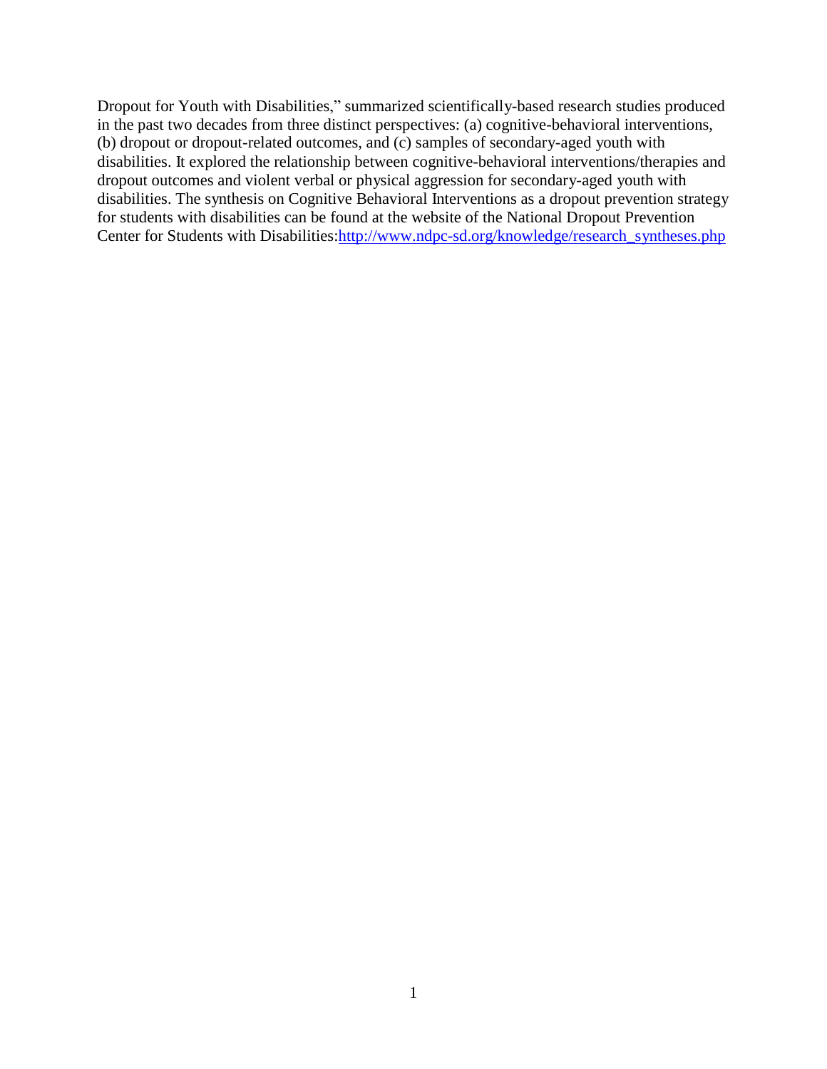Dropout for Youth with Disabilities," summarized scientifically-based research studies produced in the past two decades from three distinct perspectives: (a) cognitive-behavioral interventions, (b) dropout or dropout-related outcomes, and (c) samples of secondary-aged youth with disabilities. It explored the relationship between cognitive-behavioral interventions/therapies and dropout outcomes and violent verbal or physical aggression for secondary-aged youth with disabilities. The synthesis on Cognitive Behavioral Interventions as a dropout prevention strategy for students with disabilities can be found at the website of the National Dropout Prevention Center for Students with Disabilities:http://www.ndpc-sd.org/knowledge/research_syntheses.php